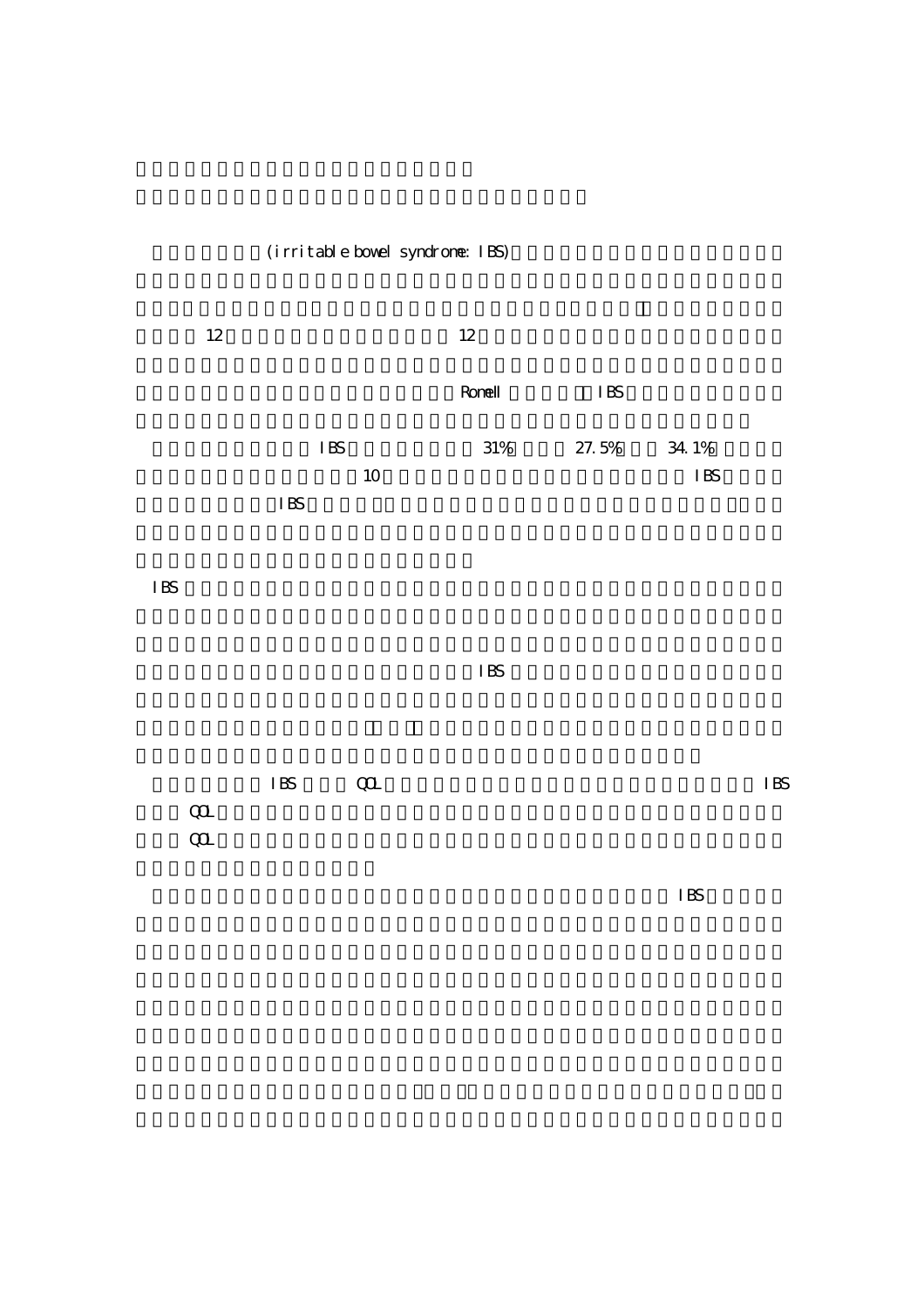(irritable bowel syndrome: IBS)

12 12

Ronell IBS

IBS 31% 27.5% 34.1%

10 IBS

IBS

IBS

IBS

IBS QOL IBS

QOL

QOL

IBS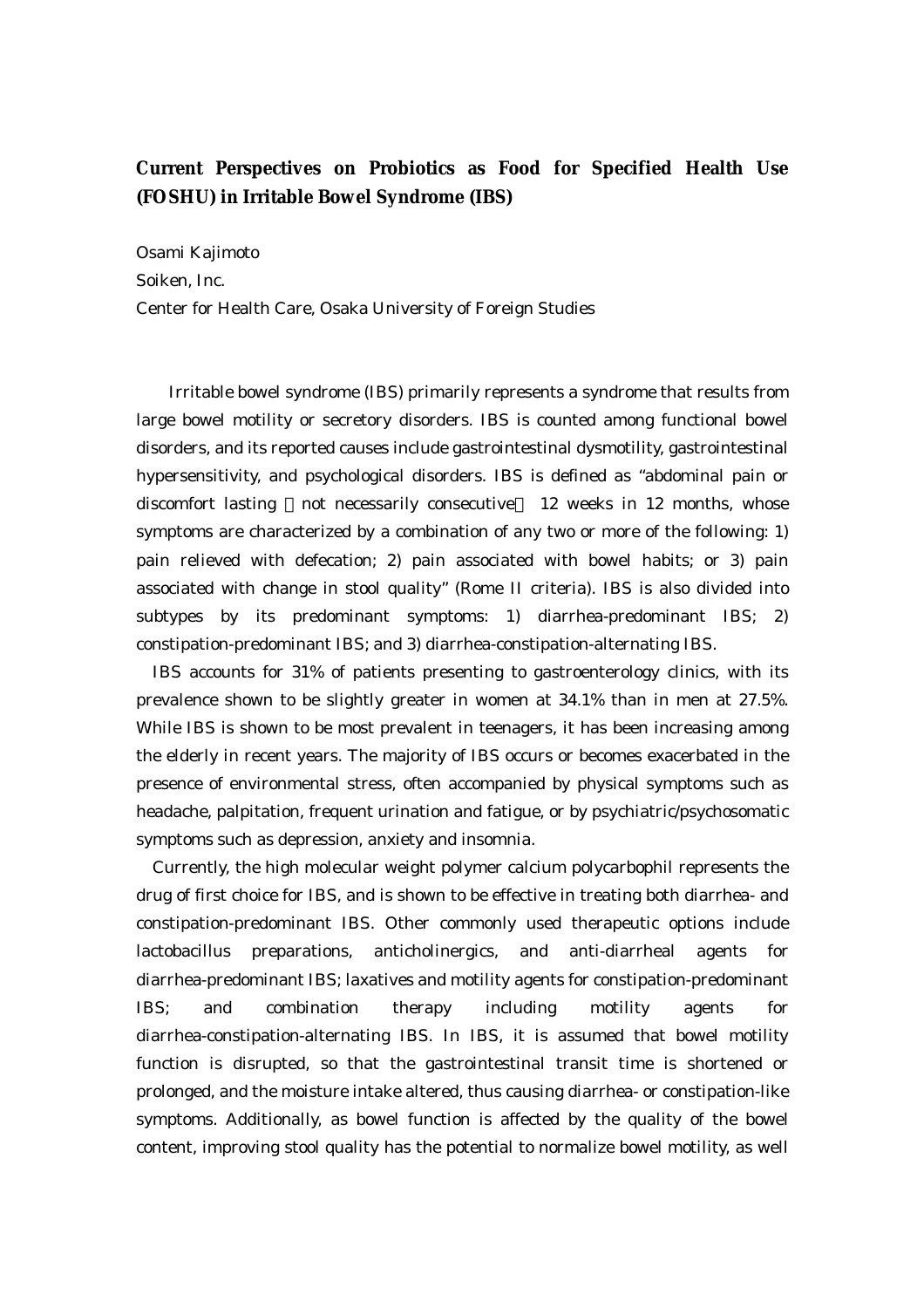**Current Perspectives on Probiotics as Food for Specified Health Use (FOSHU) in Irritable Bowel Syndrome (IBS)**

Osami Kajimoto

Soiken, Inc.

Center for Health Care, Osaka University of Foreign Studies

Irritable bowel syndrome (IBS) primarily represents a syndrome that results from large bowel motility or secretory disorders. IBS is counted among functional bowel disorders, and its reported causes include gastrointestinal dysmotility, gastrointestinal hypersensitivity, and psychological disorders. IBS is defined as "abdominal pain or discomfort lasting （not necessarily consecutive） 12 weeks in 12 months, whose symptoms are characterized by a combination of any two or more of the following: 1) pain relieved with defecation; 2) pain associated with bowel habits; or 3) pain associated with change in stool quality" (Rome II criteria). IBS is also divided into subtypes by its predominant symptoms: 1) diarrhea-predominant IBS; 2) constipation-predominant IBS; and 3) diarrhea-constipation-alternating IBS.

IBS accounts for 31% of patients presenting to gastroenterology clinics, with its prevalence shown to be slightly greater in women at 34.1% than in men at 27.5%. While IBS is shown to be most prevalent in teenagers, it has been increasing among the elderly in recent years. The majority of IBS occurs or becomes exacerbated in the presence of environmental stress, often accompanied by physical symptoms such as headache, palpitation, frequent urination and fatigue, or by psychiatric/psychosomatic symptoms such as depression, anxiety and insomnia.

Currently, the high molecular weight polymer calcium polycarbophil represents the drug of first choice for IBS, and is shown to be effective in treating both diarrhea- and constipation-predominant IBS. Other commonly used therapeutic options include lactobacillus preparations, anticholinergics, and anti-diarrheal agents for diarrhea-predominant IBS; laxatives and motility agents for constipation-predominant IBS; and combination therapy including motility agents for diarrhea-constipation-alternating IBS. In IBS, it is assumed that bowel motility function is disrupted, so that the gastrointestinal transit time is shortened or prolonged, and the moisture intake altered, thus causing diarrhea- or constipation-like symptoms. Additionally, as bowel function is affected by the quality of the bowel content, improving stool quality has the potential to normalize bowel motility, as well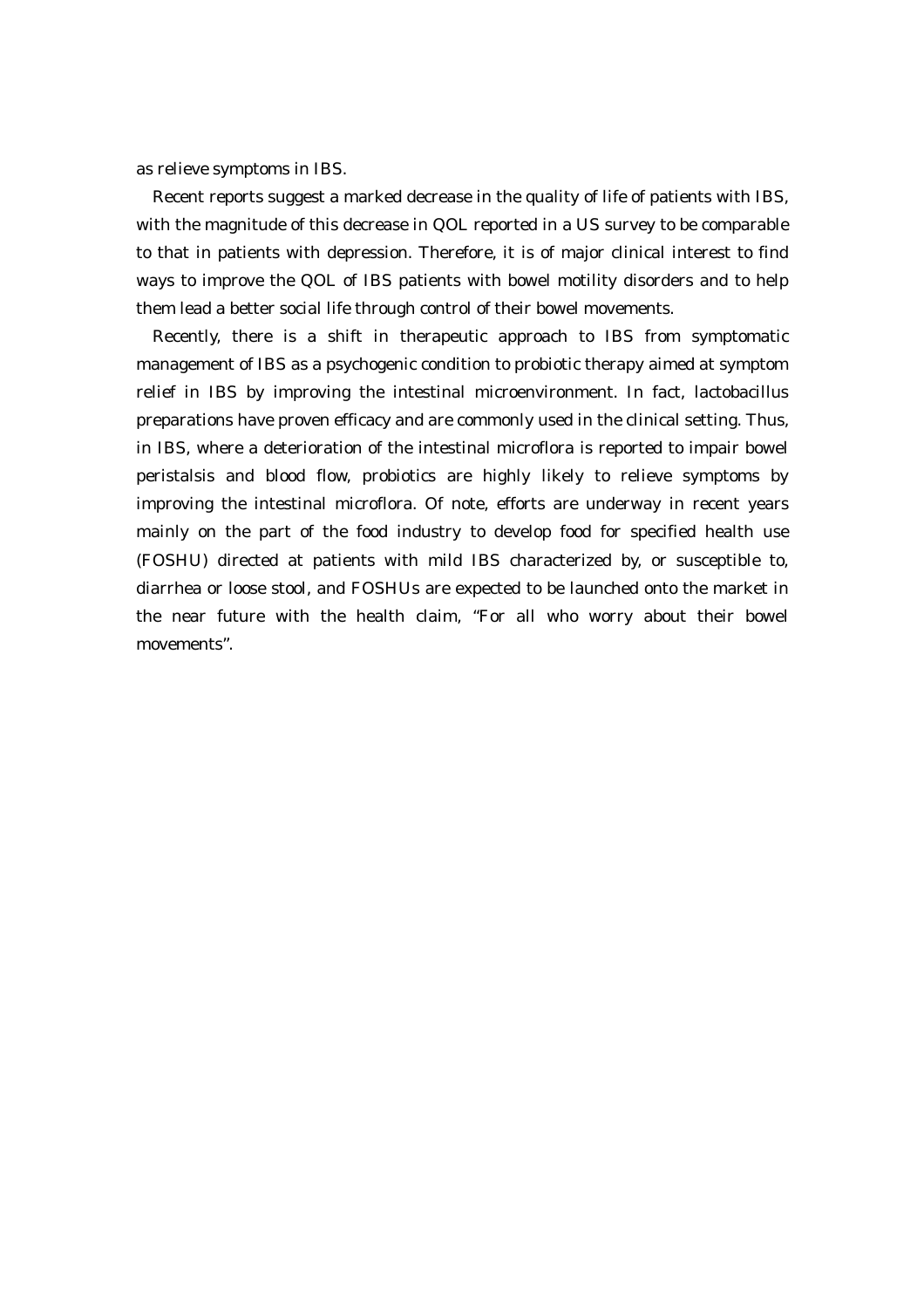as relieve symptoms in IBS.

Recent reports suggest a marked decrease in the quality of life of patients with IBS, with the magnitude of this decrease in QOL reported in a US survey to be comparable to that in patients with depression. Therefore, it is of major clinical interest to find ways to improve the QOL of IBS patients with bowel motility disorders and to help them lead a better social life through control of their bowel movements.

Recently, there is a shift in therapeutic approach to IBS from symptomatic management of IBS as a psychogenic condition to probiotic therapy aimed at symptom relief in IBS by improving the intestinal microenvironment. In fact, lactobacillus preparations have proven efficacy and are commonly used in the clinical setting. Thus, in IBS, where a deterioration of the intestinal microflora is reported to impair bowel peristalsis and blood flow, probiotics are highly likely to relieve symptoms by improving the intestinal microflora. Of note, efforts are underway in recent years mainly on the part of the food industry to develop food for specified health use (FOSHU) directed at patients with mild IBS characterized by, or susceptible to, diarrhea or loose stool, and FOSHUs are expected to be launched onto the market in the near future with the health claim, "For all who worry about their bowel movements".